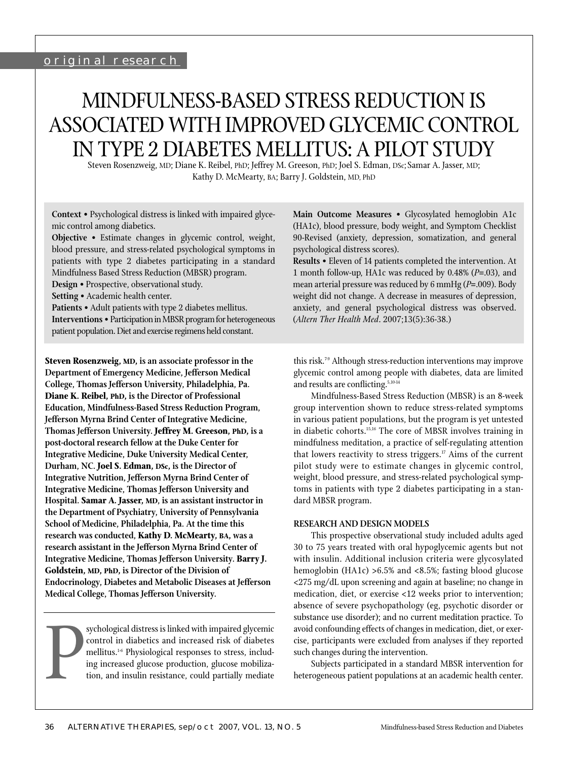original research

# MINDFULNESS-BASED STRESS REDUCTION IS ASSOCIATED WITH IMPROVED GLYCEMIC CONTROL IN TYPE 2 DIABETES MELLITUS: A PILOT STUDY

Steven Rosenzweig, MD; Diane K. Reibel, PhD; Jeffrey M. Greeson, PhD; Joel S. Edman, DSc; Samar A. Jasser, MD; Kathy D. McMearty, BA; Barry J. Goldstein, MD, PhD

**Context** • Psychological distress is linked with impaired glycemic control among diabetics.

**Objective** • Estimate changes in glycemic control, weight, blood pressure, and stress-related psychological symptoms in patients with type 2 diabetes participating in a standard Mindfulness Based Stress Reduction (MBSR) program.

**Design** • Prospective, observational study.

**Setting** • Academic health center.

**Patients** • Adult patients with type 2 diabetes mellitus.

**Interventions** • Participation in MBSR program for heterogeneous patient population. Diet and exercise regimens held constant.

**Main Outcome Measures** • Glycosylated hemoglobin A1c (HA1c), blood pressure, body weight, and Symptom Checklist 90-Revised (anxiety, depression, somatization, and general psychological distress scores).

**Results** • Eleven of 14 patients completed the intervention. At 1 month follow-up, HA1c was reduced by 0.48% (*P*=.03), and mean arterial pressure was reduced by 6 mmHg (*P*=.009). Body weight did not change. A decrease in measures of depression, anxiety, and general psychological distress was observed. (*Altern Ther Health Med*. 2007;13(5):36-38.)

**Steven Rosenzweig, MD, is an associate professor in the Department of Emergency Medicine, Jefferson Medical College, Thomas Jefferson University, Philadelphia, Pa. Diane K. Reibel, PhD, is the Director of Professional Education, Mindfulness-Based Stress Reduction Program, Jefferson Myrna Brind Center of Integrative Medicine, Thomas Jefferson University. Jeffrey M. Greeson, PhD, is a post-doctoral research fellow at the Duke Center for Integrative Medicine, Duke University Medical Center, Durham, NC. Joel S. Edman, DSc, is the Director of Integrative Nutrition, Jefferson Myrna Brind Center of Integrative Medicine, Thomas Jefferson University and Hospital. Samar A. Jasser, MD, is an assistant instructor in the Department of Psychiatry, University of Pennsylvania School of Medicine, Philadelphia, Pa. At the time this research was conducted, Kathy D. McMearty, BA, was a research assistant in the Jefferson Myrna Brind Center of Integrative Medicine, Thomas Jefferson University. Barry J. Goldstein, MD, PhD, is Director of the Division of Endocrinology, Diabetes and Metabolic Diseases at Jefferson Medical College, Thomas Jefferson University.**

Psychological distress is linked with impaired glycemic control in diabetics and increased risk of diabetes mellitus.[1-6] Physiological responses to stress, including increased glucose production, glucose mobilization, and insulin resistance, could partially mediate this risk.[7-9] Although stress-reduction interventions may improve glycemic control among people with diabetes, data are limited and results are conflicting.[5,10-14]

Mindfulness-Based Stress Reduction (MBSR) is an 8-week group intervention shown to reduce stress-related symptoms in various patient populations, but the program is yet untested in diabetic cohorts.[15,16] The core of MBSR involves training in mindfulness meditation, a practice of self-regulating attention that lowers reactivity to stress triggers.[17] Aims of the current pilot study were to estimate changes in glycemic control, weight, blood pressure, and stress-related psychological symptoms in patients with type 2 diabetes participating in a standard MBSR program.

## RESEARCH AND DESIGN MODELS

This prospective observational study included adults aged 30 to 75 years treated with oral hypoglycemic agents but not with insulin. Additional inclusion criteria were glycosylated hemoglobin (HA1c) >6.5% and <8.5%; fasting blood glucose <275 mg/dL upon screening and again at baseline; no change in medication, diet, or exercise <12 weeks prior to intervention; absence of severe psychopathology (eg, psychotic disorder or substance use disorder); and no current meditation practice. To avoid confounding effects of changes in medication, diet, or exercise, participants were excluded from analyses if they reported such changes during the intervention.

Subjects participated in a standard MBSR intervention for heterogeneous patient populations at an academic health center.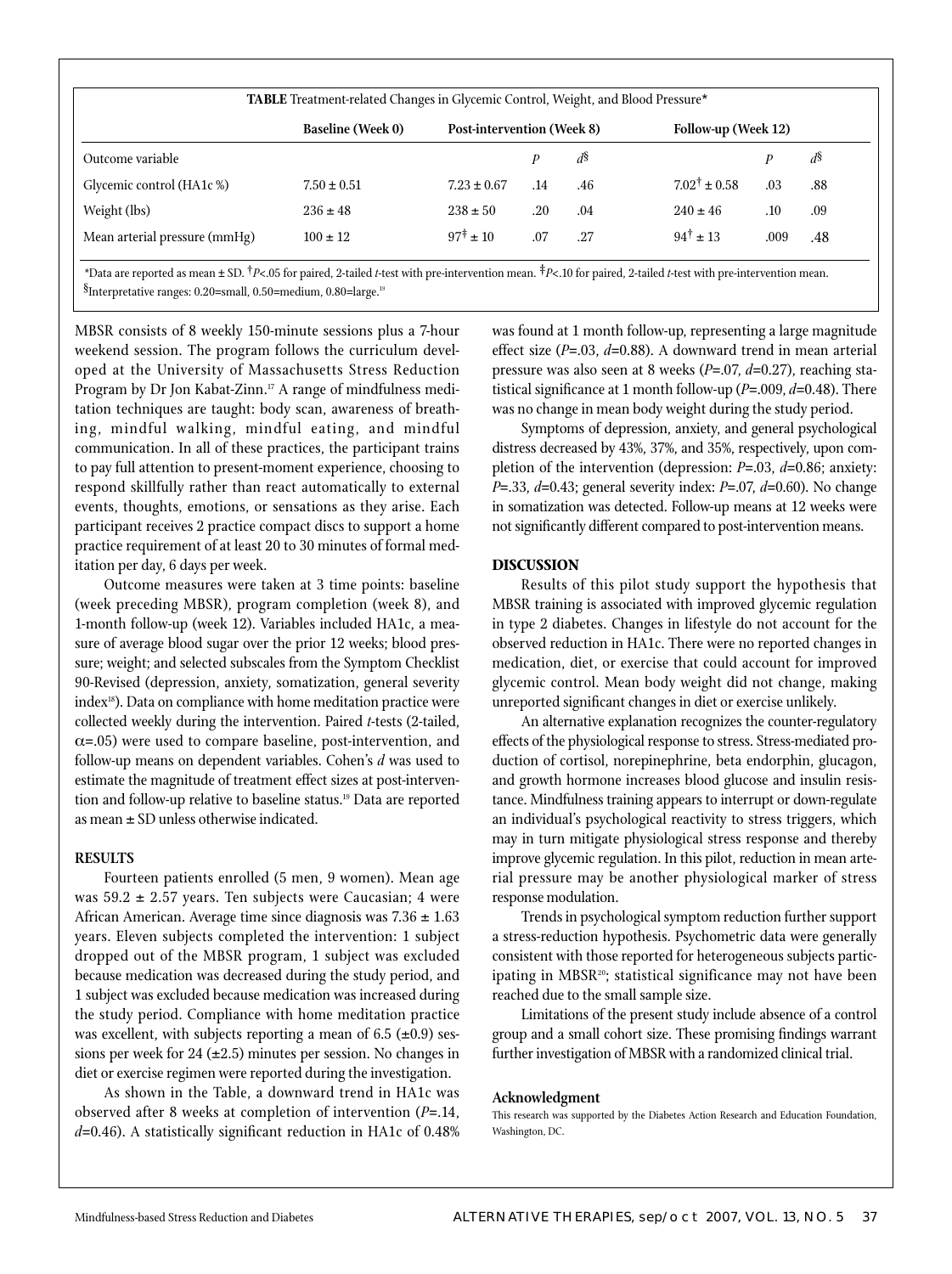**TABLE** Treatment-related Changes in Glycemic Control, Weight, and Blood Pressure*

| | Baseline (Week 0) | Post-intervention (Week 8) | | | Follow-up (Week 12) | | |
|---|---|---|---|---|---|---|---|
| Outcome variable | | | *P* | *d*§ | | *P* | *d*§ |
| Glycemic control (HA1c %) | 7.50 ± 0.51 | 7.23 ± 0.67 | .14 | .46 | 7.02† ± 0.58 | .03 | .88 |
| Weight (lbs) | 236 ± 48 | 238 ± 50 | .20 | .04 | 240 ± 46 | .10 | .09 |
| Mean arterial pressure (mmHg) | 100 ± 12 | 97‡ ± 10 | .07 | .27 | 94† ± 13 | .009 | .48 |

*Data are reported as mean ± SD. †$P<.05$ for paired, 2-tailed *t*-test with pre-intervention mean. ‡$P<.10$ for paired, 2-tailed *t*-test with pre-intervention mean.
§Interpretative ranges: 0.20=small, 0.50=medium, 0.80=large.[19]

MBSR consists of 8 weekly 150-minute sessions plus a 7-hour weekend session. The program follows the curriculum developed at the University of Massachusetts Stress Reduction Program by Dr Jon Kabat-Zinn.[17] A range of mindfulness meditation techniques are taught: body scan, awareness of breathing, mindful walking, mindful eating, and mindful communication. In all of these practices, the participant trains to pay full attention to present-moment experience, choosing to respond skillfully rather than react automatically to external events, thoughts, emotions, or sensations as they arise. Each participant receives 2 practice compact discs to support a home practice requirement of at least 20 to 30 minutes of formal meditation per day, 6 days per week.

Outcome measures were taken at 3 time points: baseline (week preceding MBSR), program completion (week 8), and 1-month follow-up (week 12). Variables included HA1c, a measure of average blood sugar over the prior 12 weeks; blood pressure; weight; and selected subscales from the Symptom Checklist 90-Revised (depression, anxiety, somatization, general severity index[18]). Data on compliance with home meditation practice were collected weekly during the intervention. Paired *t*-tests (2-tailed, $\alpha=.05$) were used to compare baseline, post-intervention, and follow-up means on dependent variables. Cohen's *d* was used to estimate the magnitude of treatment effect sizes at post-intervention and follow-up relative to baseline status.[19] Data are reported as mean ± SD unless otherwise indicated.

## RESULTS

Fourteen patients enrolled (5 men, 9 women). Mean age was 59.2 ± 2.57 years. Ten subjects were Caucasian; 4 were African American. Average time since diagnosis was 7.36 ± 1.63 years. Eleven subjects completed the intervention: 1 subject dropped out of the MBSR program, 1 subject was excluded because medication was decreased during the study period, and 1 subject was excluded because medication was increased during the study period. Compliance with home meditation practice was excellent, with subjects reporting a mean of 6.5 (±0.9) sessions per week for 24 (±2.5) minutes per session. No changes in diet or exercise regimen were reported during the investigation.

As shown in the Table, a downward trend in HA1c was observed after 8 weeks at completion of intervention ($P=.14$, $d=0.46$). A statistically significant reduction in HA1c of 0.48% was found at 1 month follow-up, representing a large magnitude effect size ($P=.03$, $d=0.88$). A downward trend in mean arterial pressure was also seen at 8 weeks ($P=.07$, $d=0.27$), reaching statistical significance at 1 month follow-up ($P=.009$, $d=0.48$). There was no change in mean body weight during the study period.

Symptoms of depression, anxiety, and general psychological distress decreased by 43%, 37%, and 35%, respectively, upon completion of the intervention (depression: $P=.03$, $d=0.86$; anxiety: $P=.33$, $d=0.43$; general severity index: $P=.07$, $d=0.60$). No change in somatization was detected. Follow-up means at 12 weeks were not significantly different compared to post-intervention means.

## DISCUSSION

Results of this pilot study support the hypothesis that MBSR training is associated with improved glycemic regulation in type 2 diabetes. Changes in lifestyle do not account for the observed reduction in HA1c. There were no reported changes in medication, diet, or exercise that could account for improved glycemic control. Mean body weight did not change, making unreported significant changes in diet or exercise unlikely.

An alternative explanation recognizes the counter-regulatory effects of the physiological response to stress. Stress-mediated production of cortisol, norepinephrine, beta endorphin, glucagon, and growth hormone increases blood glucose and insulin resistance. Mindfulness training appears to interrupt or down-regulate an individual's psychological reactivity to stress triggers, which may in turn mitigate physiological stress response and thereby improve glycemic regulation. In this pilot, reduction in mean arterial pressure may be another physiological marker of stress response modulation.

Trends in psychological symptom reduction further support a stress-reduction hypothesis. Psychometric data were generally consistent with those reported for heterogeneous subjects participating in MBSR[20]; statistical significance may not have been reached due to the small sample size.

Limitations of the present study include absence of a control group and a small cohort size. These promising findings warrant further investigation of MBSR with a randomized clinical trial.

### Acknowledgment

This research was supported by the Diabetes Action Research and Education Foundation, Washington, DC.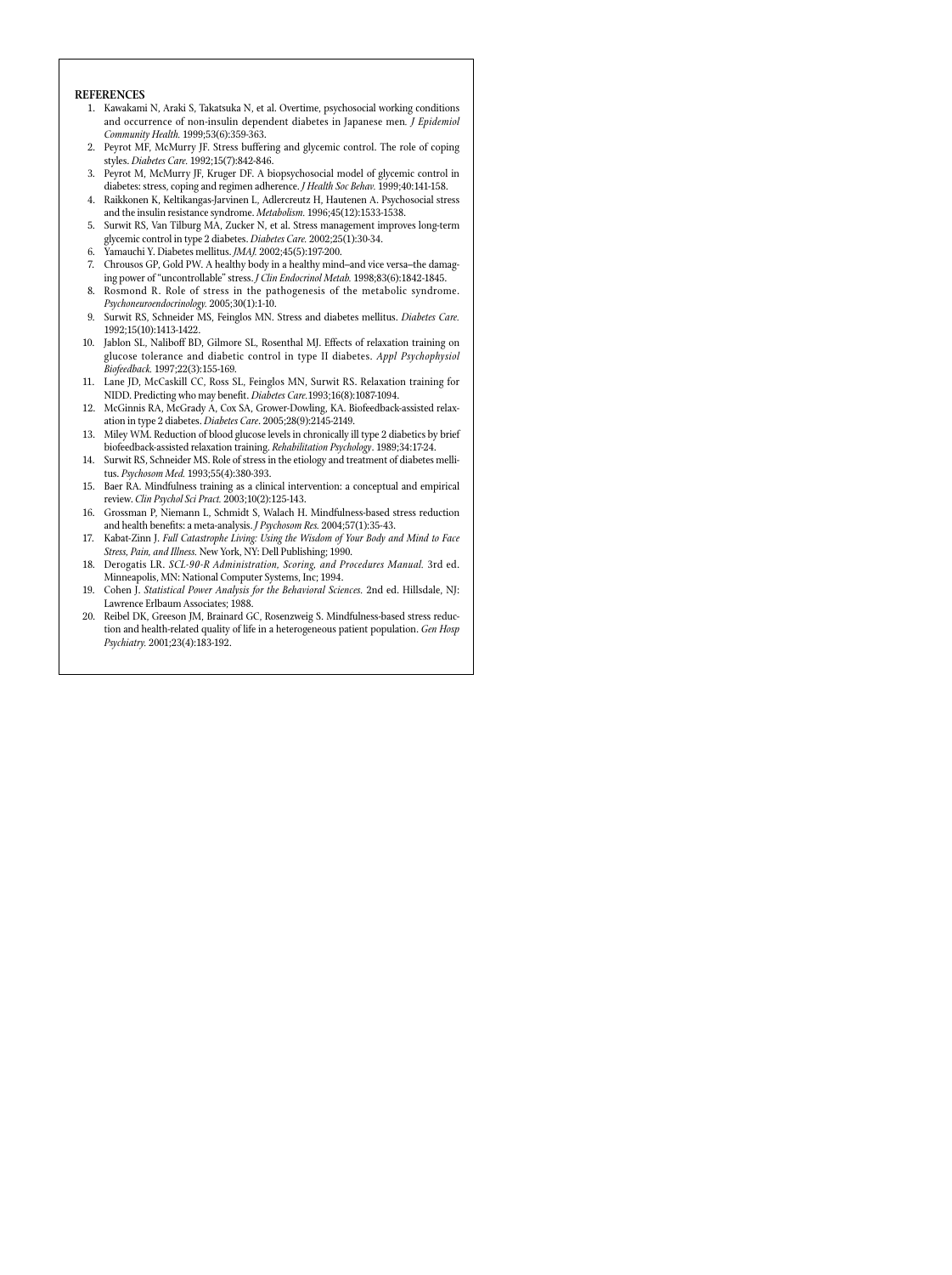## REFERENCES

1. Kawakami N, Araki S, Takatsuka N, et al. Overtime, psychosocial working conditions and occurrence of non-insulin dependent diabetes in Japanese men. *J Epidemiol Community Health.* 1999;53(6):359-363.
2. Peyrot MF, McMurry JF. Stress buffering and glycemic control. The role of coping styles. *Diabetes Care.* 1992;15(7):842-846.
3. Peyrot M, McMurry JF, Kruger DF. A biopsychosocial model of glycemic control in diabetes: stress, coping and regimen adherence. *J Health Soc Behav.* 1999;40:141-158.
4. Raikkonen K, Keltikangas-Jarvinen L, Adlercreutz H, Hautenen A. Psychosocial stress and the insulin resistance syndrome. *Metabolism.* 1996;45(12):1533-1538.
5. Surwit RS, Van Tilburg MA, Zucker N, et al. Stress management improves long-term glycemic control in type 2 diabetes. *Diabetes Care.* 2002;25(1):30-34.
6. Yamauchi Y. Diabetes mellitus. *JMAJ.* 2002;45(5):197-200.
7. Chrousos GP, Gold PW. A healthy body in a healthy mind–and vice versa–the damaging power of "uncontrollable" stress. *J Clin Endocrinol Metab.* 1998;83(6):1842-1845.
8. Rosmond R. Role of stress in the pathogenesis of the metabolic syndrome. *Psychoneuroendocrinology.* 2005;30(1):1-10.
9. Surwit RS, Schneider MS, Feinglos MN. Stress and diabetes mellitus. *Diabetes Care.* 1992;15(10):1413-1422.
10. Jablon SL, Naliboff BD, Gilmore SL, Rosenthal MJ. Effects of relaxation training on glucose tolerance and diabetic control in type II diabetes. *Appl Psychophysiol Biofeedback.* 1997;22(3):155-169.
11. Lane JD, McCaskill CC, Ross SL, Feinglos MN, Surwit RS. Relaxation training for NIDD. Predicting who may benefit. *Diabetes Care.*1993;16(8):1087-1094.
12. McGinnis RA, McGrady A, Cox SA, Grower-Dowling, KA. Biofeedback-assisted relaxation in type 2 diabetes. *Diabetes Care*. 2005;28(9):2145-2149.
13. Miley WM. Reduction of blood glucose levels in chronically ill type 2 diabetics by brief biofeedback-assisted relaxation training. *Rehabilitation Psychology*. 1989;34:17-24.
14. Surwit RS, Schneider MS. Role of stress in the etiology and treatment of diabetes mellitus. *Psychosom Med.* 1993;55(4):380-393.
15. Baer RA. Mindfulness training as a clinical intervention: a conceptual and empirical review. *Clin Psychol Sci Pract.* 2003;10(2):125-143.
16. Grossman P, Niemann L, Schmidt S, Walach H. Mindfulness-based stress reduction and health benefits: a meta-analysis. *J Psychosom Res.* 2004;57(1):35-43.
17. Kabat-Zinn J. *Full Catastrophe Living: Using the Wisdom of Your Body and Mind to Face Stress, Pain, and Illness.* New York, NY: Dell Publishing; 1990.
18. Derogatis LR. *SCL-90-R Administration, Scoring, and Procedures Manual.* 3rd ed. Minneapolis, MN: National Computer Systems, Inc; 1994.
19. Cohen J. *Statistical Power Analysis for the Behavioral Sciences.* 2nd ed. Hillsdale, NJ: Lawrence Erlbaum Associates; 1988.
20. Reibel DK, Greeson JM, Brainard GC, Rosenzweig S. Mindfulness-based stress reduction and health-related quality of life in a heterogeneous patient population. *Gen Hosp Psychiatry.* 2001;23(4):183-192.